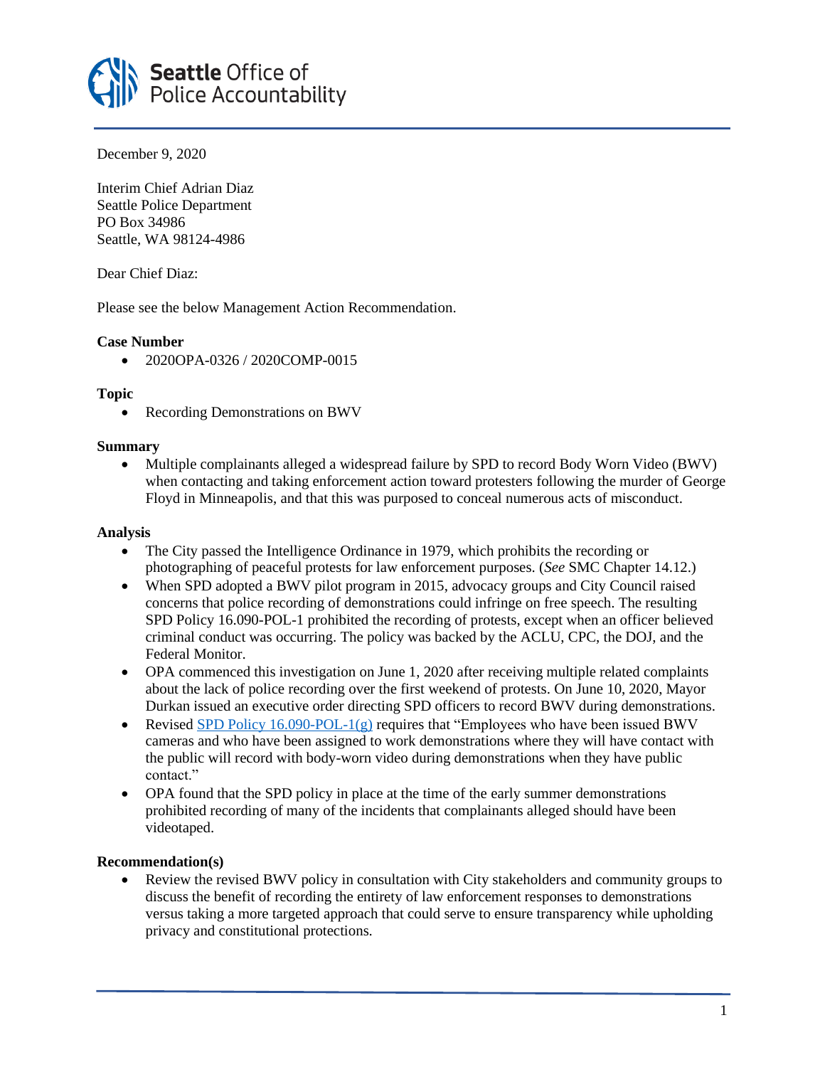**Seattle** Office of
Police Accountability

December 9, 2020

Interim Chief Adrian Diaz
Seattle Police Department
PO Box 34986
Seattle, WA 98124-4986

Dear Chief Diaz:

Please see the below Management Action Recommendation.

**Case Number**

- 2020OPA-0326 / 2020COMP-0015

**Topic**

- Recording Demonstrations on BWV

**Summary**

- Multiple complainants alleged a widespread failure by SPD to record Body Worn Video (BWV) when contacting and taking enforcement action toward protesters following the murder of George Floyd in Minneapolis, and that this was purposed to conceal numerous acts of misconduct.

**Analysis**

- The City passed the Intelligence Ordinance in 1979, which prohibits the recording or photographing of peaceful protests for law enforcement purposes. (*See* SMC Chapter 14.12.)
- When SPD adopted a BWV pilot program in 2015, advocacy groups and City Council raised concerns that police recording of demonstrations could infringe on free speech. The resulting SPD Policy 16.090-POL-1 prohibited the recording of protests, except when an officer believed criminal conduct was occurring. The policy was backed by the ACLU, CPC, the DOJ, and the Federal Monitor.
- OPA commenced this investigation on June 1, 2020 after receiving multiple related complaints about the lack of police recording over the first weekend of protests. On June 10, 2020, Mayor Durkan issued an executive order directing SPD officers to record BWV during demonstrations.
- Revised SPD Policy 16.090-POL-1(g) requires that "Employees who have been issued BWV cameras and who have been assigned to work demonstrations where they will have contact with the public will record with body-worn video during demonstrations when they have public contact."
- OPA found that the SPD policy in place at the time of the early summer demonstrations prohibited recording of many of the incidents that complainants alleged should have been videotaped.

**Recommendation(s)**

- Review the revised BWV policy in consultation with City stakeholders and community groups to discuss the benefit of recording the entirety of law enforcement responses to demonstrations versus taking a more targeted approach that could serve to ensure transparency while upholding privacy and constitutional protections.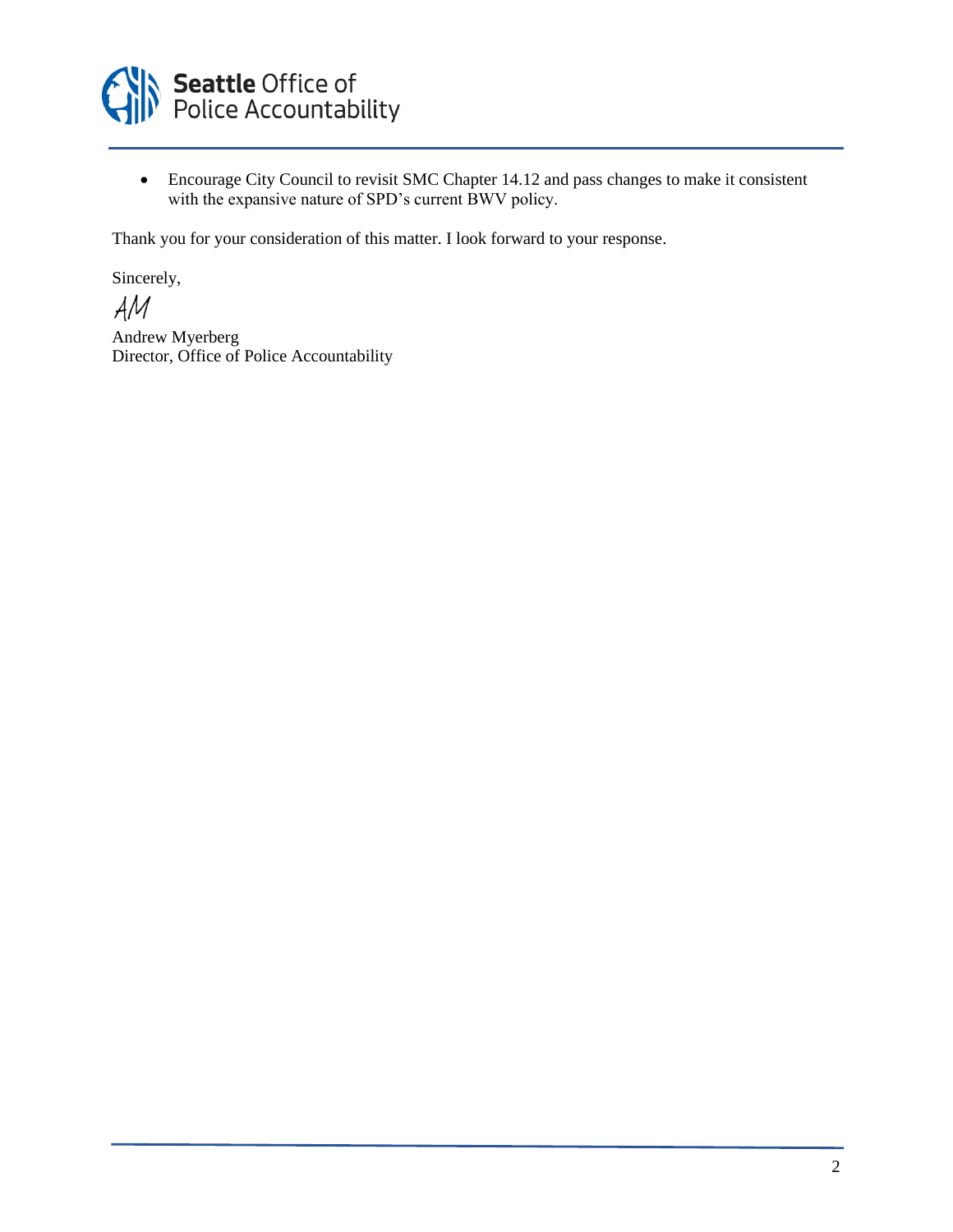- Encourage City Council to revisit SMC Chapter 14.12 and pass changes to make it consistent with the expansive nature of SPD's current BWV policy.

Thank you for your consideration of this matter. I look forward to your response.

Sincerely,

AM

Andrew Myerberg
Director, Office of Police Accountability